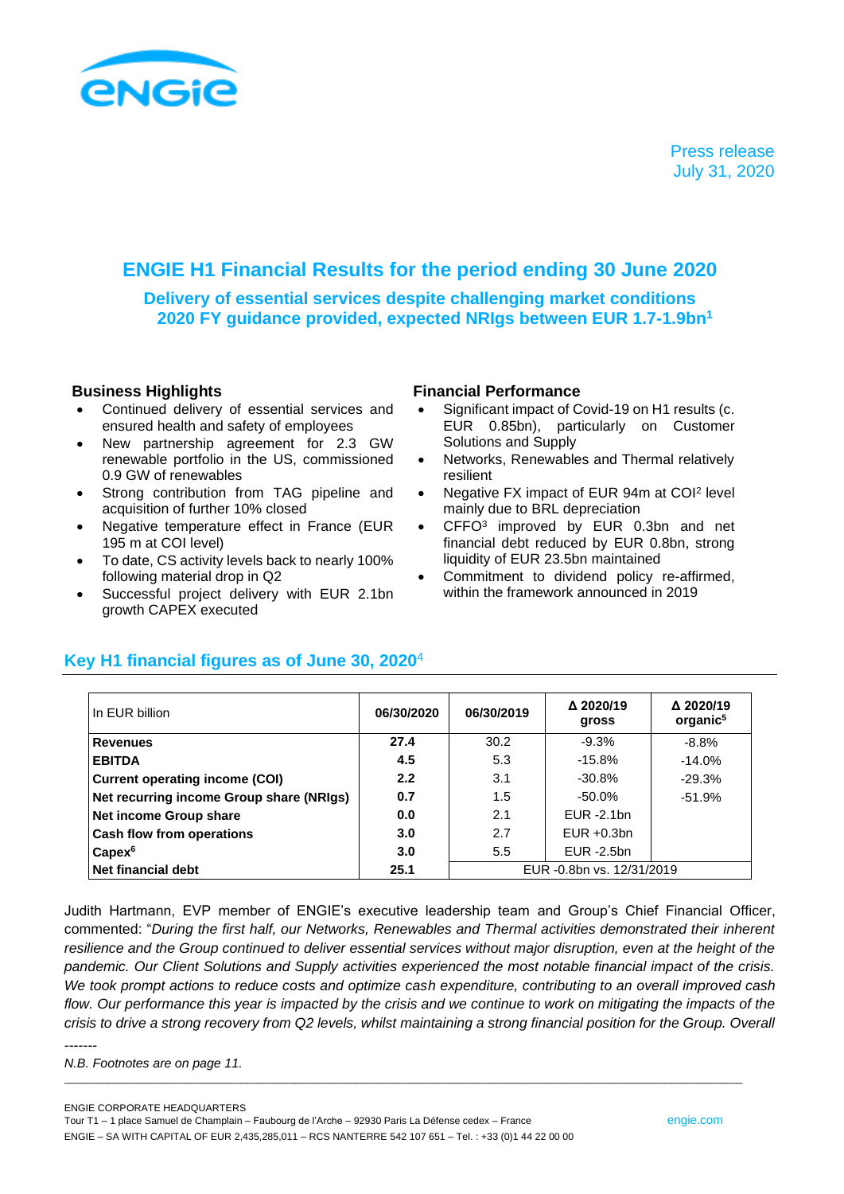Press release
July 31, 2020

# ENGIE H1 Financial Results for the period ending 30 June 2020

## Delivery of essential services despite challenging market conditions
## 2020 FY guidance provided, expected NRIgs between EUR 1.7-1.9bn[1]

### Business Highlights

- Continued delivery of essential services and ensured health and safety of employees
- New partnership agreement for 2.3 GW renewable portfolio in the US, commissioned 0.9 GW of renewables
- Strong contribution from TAG pipeline and acquisition of further 10% closed
- Negative temperature effect in France (EUR 195 m at COI level)
- To date, CS activity levels back to nearly 100% following material drop in Q2
- Successful project delivery with EUR 2.1bn growth CAPEX executed

### Financial Performance

- Significant impact of Covid-19 on H1 results (c. EUR 0.85bn), particularly on Customer Solutions and Supply
- Networks, Renewables and Thermal relatively resilient
- Negative FX impact of EUR 94m at COI[2] level mainly due to BRL depreciation
- CFFO[3] improved by EUR 0.3bn and net financial debt reduced by EUR 0.8bn, strong liquidity of EUR 23.5bn maintained
- Commitment to dividend policy re-affirmed, within the framework announced in 2019

## Key H1 financial figures as of June 30, 2020[4]

| In EUR billion | 06/30/2020 | 06/30/2019 | Δ 2020/19 gross | Δ 2020/19 organic[5] |
|---|---|---|---|---|
| **Revenues** | **27.4** | 30.2 | -9.3% | -8.8% |
| **EBITDA** | **4.5** | 5.3 | -15.8% | -14.0% |
| **Current operating income (COI)** | **2.2** | 3.1 | -30.8% | -29.3% |
| **Net recurring income Group share (NRIgs)** | **0.7** | 1.5 | -50.0% | -51.9% |
| **Net income Group share** | **0.0** | 2.1 | EUR -2.1bn | |
| **Cash flow from operations** | **3.0** | 2.7 | EUR +0.3bn | |
| **Capex[6]** | **3.0** | 5.5 | EUR -2.5bn | |
| **Net financial debt** | **25.1** | EUR -0.8bn vs. 12/31/2019 | | |

Judith Hartmann, EVP member of ENGIE's executive leadership team and Group's Chief Financial Officer, commented: "*During the first half, our Networks, Renewables and Thermal activities demonstrated their inherent resilience and the Group continued to deliver essential services without major disruption, even at the height of the pandemic. Our Client Solutions and Supply activities experienced the most notable financial impact of the crisis. We took prompt actions to reduce costs and optimize cash expenditure, contributing to an overall improved cash flow. Our performance this year is impacted by the crisis and we continue to work on mitigating the impacts of the crisis to drive a strong recovery from Q2 levels, whilst maintaining a strong financial position for the Group. Overall*

-------

*N.B. Footnotes are on page 11.*

ENGIE CORPORATE HEADQUARTERS
Tour T1 – 1 place Samuel de Champlain – Faubourg de l'Arche – 92930 Paris La Défense cedex – France
ENGIE – SA WITH CAPITAL OF EUR 2,435,285,011 – RCS NANTERRE 542 107 651 – Tel. : +33 (0)1 44 22 00 00
engie.com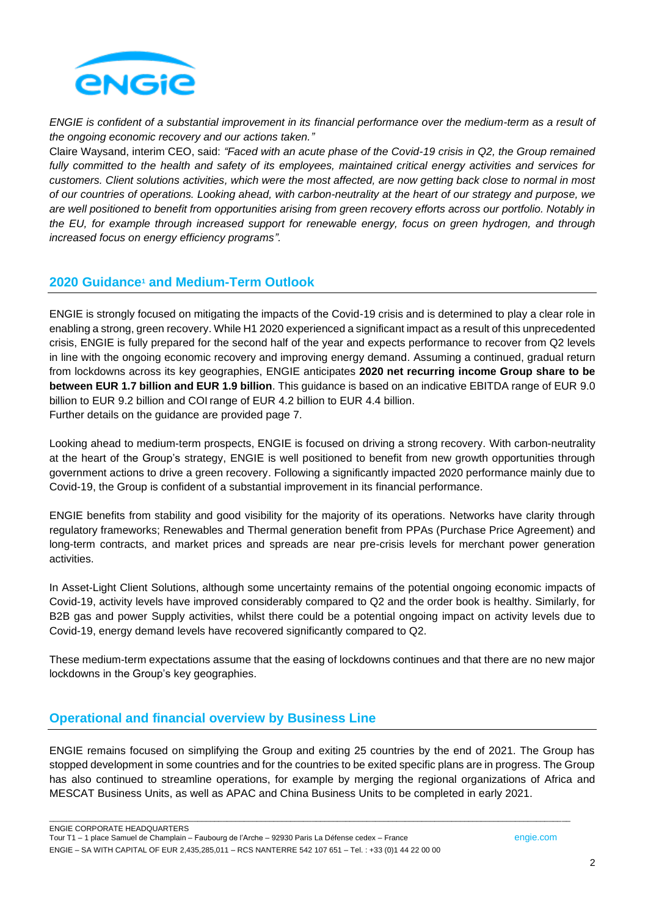*ENGIE is confident of a substantial improvement in its financial performance over the medium-term as a result of the ongoing economic recovery and our actions taken."*

Claire Waysand, interim CEO, said: *"Faced with an acute phase of the Covid-19 crisis in Q2, the Group remained fully committed to the health and safety of its employees, maintained critical energy activities and services for customers. Client solutions activities, which were the most affected, are now getting back close to normal in most of our countries of operations. Looking ahead, with carbon-neutrality at the heart of our strategy and purpose, we are well positioned to benefit from opportunities arising from green recovery efforts across our portfolio. Notably in the EU, for example through increased support for renewable energy, focus on green hydrogen, and through increased focus on energy efficiency programs".*

## 2020 Guidance[1] and Medium-Term Outlook

ENGIE is strongly focused on mitigating the impacts of the Covid-19 crisis and is determined to play a clear role in enabling a strong, green recovery. While H1 2020 experienced a significant impact as a result of this unprecedented crisis, ENGIE is fully prepared for the second half of the year and expects performance to recover from Q2 levels in line with the ongoing economic recovery and improving energy demand. Assuming a continued, gradual return from lockdowns across its key geographies, ENGIE anticipates **2020 net recurring income Group share to be between EUR 1.7 billion and EUR 1.9 billion**. This guidance is based on an indicative EBITDA range of EUR 9.0 billion to EUR 9.2 billion and COI range of EUR 4.2 billion to EUR 4.4 billion.
Further details on the guidance are provided page 7.

Looking ahead to medium-term prospects, ENGIE is focused on driving a strong recovery. With carbon-neutrality at the heart of the Group's strategy, ENGIE is well positioned to benefit from new growth opportunities through government actions to drive a green recovery. Following a significantly impacted 2020 performance mainly due to Covid-19, the Group is confident of a substantial improvement in its financial performance.

ENGIE benefits from stability and good visibility for the majority of its operations. Networks have clarity through regulatory frameworks; Renewables and Thermal generation benefit from PPAs (Purchase Price Agreement) and long-term contracts, and market prices and spreads are near pre-crisis levels for merchant power generation activities.

In Asset-Light Client Solutions, although some uncertainty remains of the potential ongoing economic impacts of Covid-19, activity levels have improved considerably compared to Q2 and the order book is healthy. Similarly, for B2B gas and power Supply activities, whilst there could be a potential ongoing impact on activity levels due to Covid-19, energy demand levels have recovered significantly compared to Q2.

These medium-term expectations assume that the easing of lockdowns continues and that there are no new major lockdowns in the Group's key geographies.

## Operational and financial overview by Business Line

ENGIE remains focused on simplifying the Group and exiting 25 countries by the end of 2021. The Group has stopped development in some countries and for the countries to be exited specific plans are in progress. The Group has also continued to streamline operations, for example by merging the regional organizations of Africa and MESCAT Business Units, as well as APAC and China Business Units to be completed in early 2021.

ENGIE CORPORATE HEADQUARTERS
Tour T1 – 1 place Samuel de Champlain – Faubourg de l'Arche – 92930 Paris La Défense cedex – France engie.com
ENGIE – SA WITH CAPITAL OF EUR 2,435,285,011 – RCS NANTERRE 542 107 651 – Tel. : +33 (0)1 44 22 00 00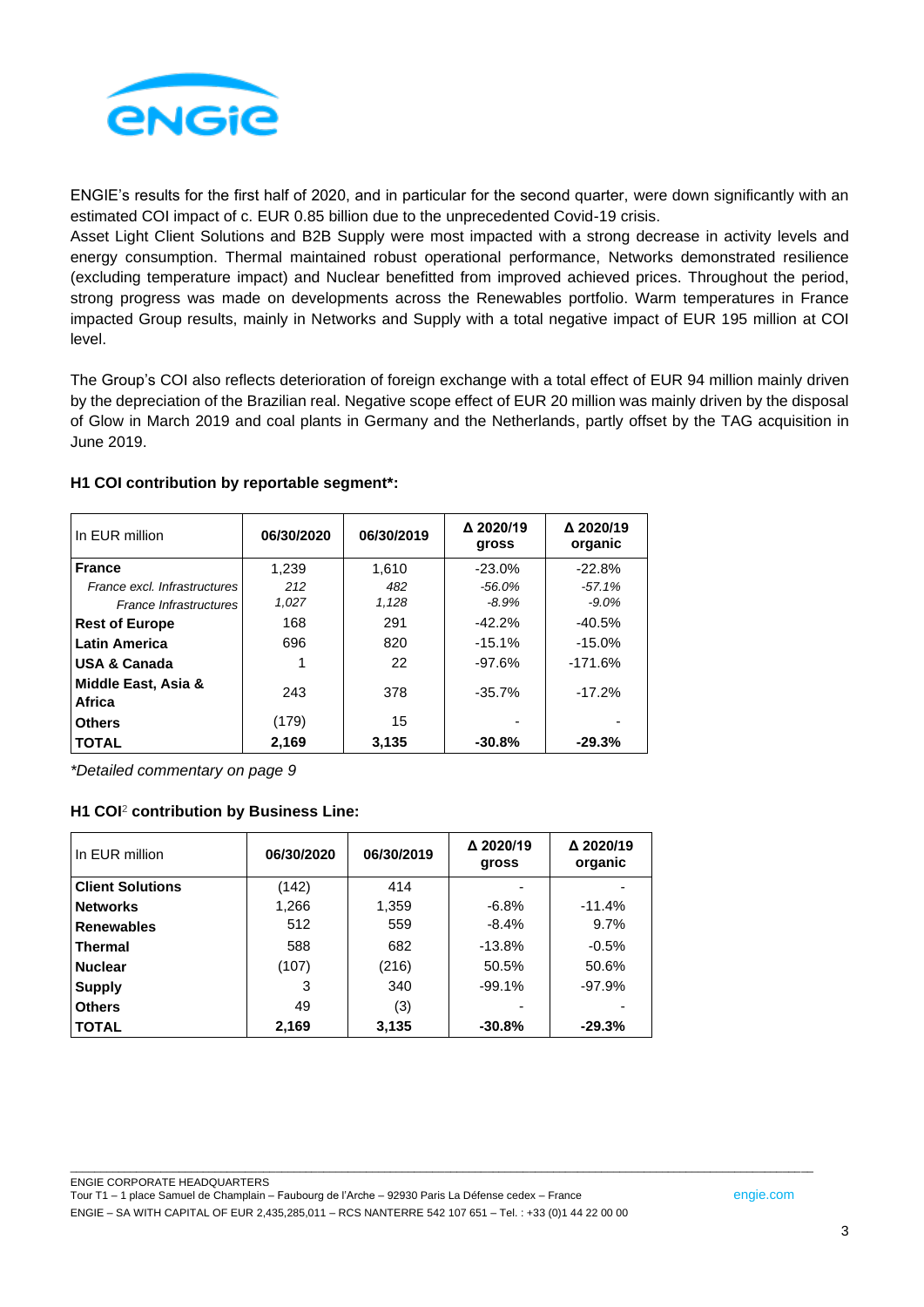ENGIE's results for the first half of 2020, and in particular for the second quarter, were down significantly with an estimated COI impact of c. EUR 0.85 billion due to the unprecedented Covid-19 crisis.
Asset Light Client Solutions and B2B Supply were most impacted with a strong decrease in activity levels and energy consumption. Thermal maintained robust operational performance, Networks demonstrated resilience (excluding temperature impact) and Nuclear benefitted from improved achieved prices. Throughout the period, strong progress was made on developments across the Renewables portfolio. Warm temperatures in France impacted Group results, mainly in Networks and Supply with a total negative impact of EUR 195 million at COI level.

The Group's COI also reflects deterioration of foreign exchange with a total effect of EUR 94 million mainly driven by the depreciation of the Brazilian real. Negative scope effect of EUR 20 million was mainly driven by the disposal of Glow in March 2019 and coal plants in Germany and the Netherlands, partly offset by the TAG acquisition in June 2019.

**H1 COI contribution by reportable segment*:**

| In EUR million | 06/30/2020 | 06/30/2019 | Δ 2020/19 gross | Δ 2020/19 organic |
|---|---|---|---|---|
| **France** | 1,239 | 1,610 | -23.0% | -22.8% |
| *France excl. Infrastructures* | *212* | *482* | *-56.0%* | *-57.1%* |
| *France Infrastructures* | *1,027* | *1,128* | *-8.9%* | *-9.0%* |
| **Rest of Europe** | 168 | 291 | -42.2% | -40.5% |
| **Latin America** | 696 | 820 | -15.1% | -15.0% |
| **USA & Canada** | 1 | 22 | -97.6% | -171.6% |
| **Middle East, Asia & Africa** | 243 | 378 | -35.7% | -17.2% |
| **Others** | (179) | 15 | - | - |
| **TOTAL** | **2,169** | **3,135** | **-30.8%** | **-29.3%** |

*\*Detailed commentary on page 9*

**H1 COI[2] contribution by Business Line:**

| In EUR million | 06/30/2020 | 06/30/2019 | Δ 2020/19 gross | Δ 2020/19 organic |
|---|---|---|---|---|
| **Client Solutions** | (142) | 414 | - | - |
| **Networks** | 1,266 | 1,359 | -6.8% | -11.4% |
| **Renewables** | 512 | 559 | -8.4% | 9.7% |
| **Thermal** | 588 | 682 | -13.8% | -0.5% |
| **Nuclear** | (107) | (216) | 50.5% | 50.6% |
| **Supply** | 3 | 340 | -99.1% | -97.9% |
| **Others** | 49 | (3) | - | - |
| **TOTAL** | **2,169** | **3,135** | **-30.8%** | **-29.3%** |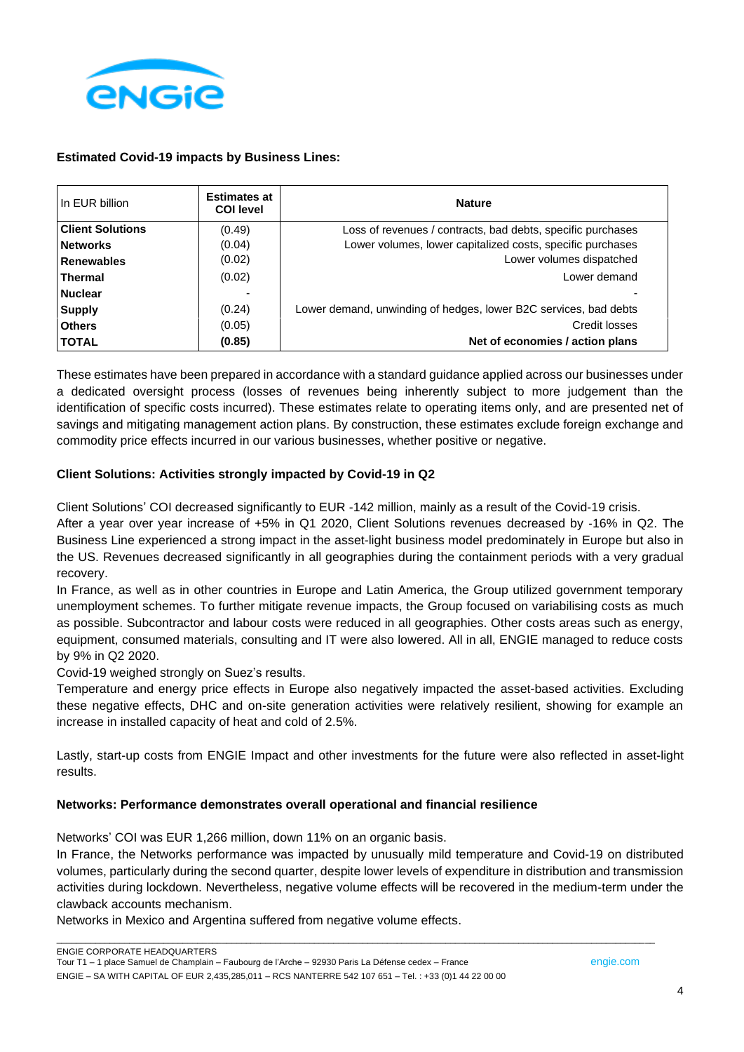**Estimated Covid-19 impacts by Business Lines:**

| In EUR billion | Estimates at COI level | Nature |
|---|---|---|
| **Client Solutions** | (0.49) | Loss of revenues / contracts, bad debts, specific purchases |
| **Networks** | (0.04) | Lower volumes, lower capitalized costs, specific purchases |
| **Renewables** | (0.02) | Lower volumes dispatched |
| **Thermal** | (0.02) | Lower demand |
| **Nuclear** | - | - |
| **Supply** | (0.24) | Lower demand, unwinding of hedges, lower B2C services, bad debts |
| **Others** | (0.05) | Credit losses |
| **TOTAL** | **(0.85)** | **Net of economies / action plans** |

These estimates have been prepared in accordance with a standard guidance applied across our businesses under a dedicated oversight process (losses of revenues being inherently subject to more judgement than the identification of specific costs incurred). These estimates relate to operating items only, and are presented net of savings and mitigating management action plans. By construction, these estimates exclude foreign exchange and commodity price effects incurred in our various businesses, whether positive or negative.

**Client Solutions: Activities strongly impacted by Covid-19 in Q2**

Client Solutions' COI decreased significantly to EUR -142 million, mainly as a result of the Covid-19 crisis.
After a year over year increase of +5% in Q1 2020, Client Solutions revenues decreased by -16% in Q2. The Business Line experienced a strong impact in the asset-light business model predominately in Europe but also in the US. Revenues decreased significantly in all geographies during the containment periods with a very gradual recovery.
In France, as well as in other countries in Europe and Latin America, the Group utilized government temporary unemployment schemes. To further mitigate revenue impacts, the Group focused on variabilising costs as much as possible. Subcontractor and labour costs were reduced in all geographies. Other costs areas such as energy, equipment, consumed materials, consulting and IT were also lowered. All in all, ENGIE managed to reduce costs by 9% in Q2 2020.
Covid-19 weighed strongly on Suez's results.
Temperature and energy price effects in Europe also negatively impacted the asset-based activities. Excluding these negative effects, DHC and on-site generation activities were relatively resilient, showing for example an increase in installed capacity of heat and cold of 2.5%.

Lastly, start-up costs from ENGIE Impact and other investments for the future were also reflected in asset-light results.

**Networks: Performance demonstrates overall operational and financial resilience**

Networks' COI was EUR 1,266 million, down 11% on an organic basis.
In France, the Networks performance was impacted by unusually mild temperature and Covid-19 on distributed volumes, particularly during the second quarter, despite lower levels of expenditure in distribution and transmission activities during lockdown. Nevertheless, negative volume effects will be recovered in the medium-term under the clawback accounts mechanism.
Networks in Mexico and Argentina suffered from negative volume effects.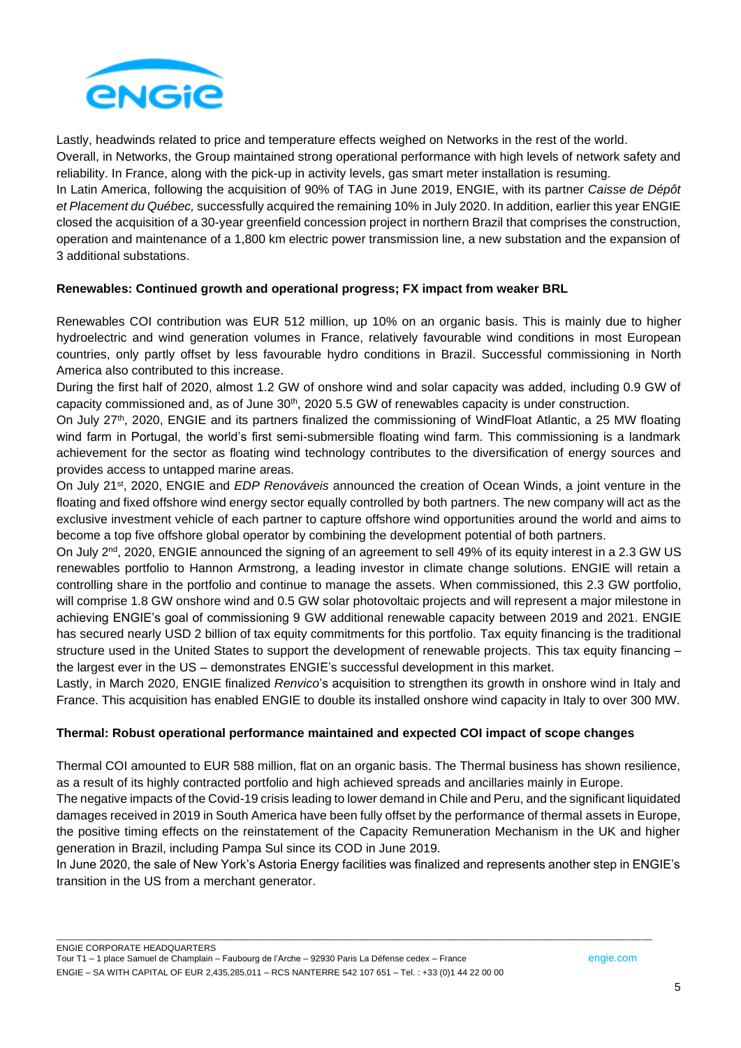Lastly, headwinds related to price and temperature effects weighed on Networks in the rest of the world.

Overall, in Networks, the Group maintained strong operational performance with high levels of network safety and reliability. In France, along with the pick-up in activity levels, gas smart meter installation is resuming.

In Latin America, following the acquisition of 90% of TAG in June 2019, ENGIE, with its partner *Caisse de Dépôt et Placement du Québec,* successfully acquired the remaining 10% in July 2020. In addition, earlier this year ENGIE closed the acquisition of a 30-year greenfield concession project in northern Brazil that comprises the construction, operation and maintenance of a 1,800 km electric power transmission line, a new substation and the expansion of 3 additional substations.

**Renewables: Continued growth and operational progress; FX impact from weaker BRL**

Renewables COI contribution was EUR 512 million, up 10% on an organic basis. This is mainly due to higher hydroelectric and wind generation volumes in France, relatively favourable wind conditions in most European countries, only partly offset by less favourable hydro conditions in Brazil. Successful commissioning in North America also contributed to this increase.

During the first half of 2020, almost 1.2 GW of onshore wind and solar capacity was added, including 0.9 GW of capacity commissioned and, as of June 30th, 2020 5.5 GW of renewables capacity is under construction.

On July 27th, 2020, ENGIE and its partners finalized the commissioning of WindFloat Atlantic, a 25 MW floating wind farm in Portugal, the world's first semi-submersible floating wind farm. This commissioning is a landmark achievement for the sector as floating wind technology contributes to the diversification of energy sources and provides access to untapped marine areas.

On July 21st, 2020, ENGIE and *EDP Renováveis* announced the creation of Ocean Winds, a joint venture in the floating and fixed offshore wind energy sector equally controlled by both partners. The new company will act as the exclusive investment vehicle of each partner to capture offshore wind opportunities around the world and aims to become a top five offshore global operator by combining the development potential of both partners.

On July 2nd, 2020, ENGIE announced the signing of an agreement to sell 49% of its equity interest in a 2.3 GW US renewables portfolio to Hannon Armstrong, a leading investor in climate change solutions. ENGIE will retain a controlling share in the portfolio and continue to manage the assets. When commissioned, this 2.3 GW portfolio, will comprise 1.8 GW onshore wind and 0.5 GW solar photovoltaic projects and will represent a major milestone in achieving ENGIE's goal of commissioning 9 GW additional renewable capacity between 2019 and 2021. ENGIE has secured nearly USD 2 billion of tax equity commitments for this portfolio. Tax equity financing is the traditional structure used in the United States to support the development of renewable projects. This tax equity financing – the largest ever in the US – demonstrates ENGIE's successful development in this market.

Lastly, in March 2020, ENGIE finalized *Renvico*'s acquisition to strengthen its growth in onshore wind in Italy and France. This acquisition has enabled ENGIE to double its installed onshore wind capacity in Italy to over 300 MW.

**Thermal: Robust operational performance maintained and expected COI impact of scope changes**

Thermal COI amounted to EUR 588 million, flat on an organic basis. The Thermal business has shown resilience, as a result of its highly contracted portfolio and high achieved spreads and ancillaries mainly in Europe.

The negative impacts of the Covid-19 crisis leading to lower demand in Chile and Peru, and the significant liquidated damages received in 2019 in South America have been fully offset by the performance of thermal assets in Europe, the positive timing effects on the reinstatement of the Capacity Remuneration Mechanism in the UK and higher generation in Brazil, including Pampa Sul since its COD in June 2019.

In June 2020, the sale of New York's Astoria Energy facilities was finalized and represents another step in ENGIE's transition in the US from a merchant generator.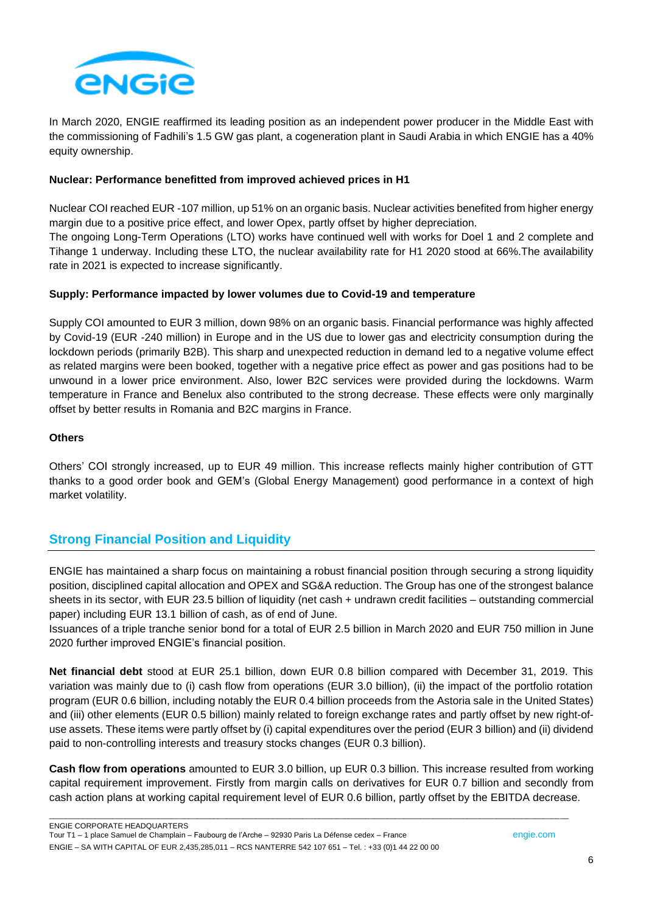In March 2020, ENGIE reaffirmed its leading position as an independent power producer in the Middle East with the commissioning of Fadhili's 1.5 GW gas plant, a cogeneration plant in Saudi Arabia in which ENGIE has a 40% equity ownership.

**Nuclear: Performance benefitted from improved achieved prices in H1**

Nuclear COI reached EUR -107 million, up 51% on an organic basis. Nuclear activities benefited from higher energy margin due to a positive price effect, and lower Opex, partly offset by higher depreciation.
The ongoing Long-Term Operations (LTO) works have continued well with works for Doel 1 and 2 complete and Tihange 1 underway. Including these LTO, the nuclear availability rate for H1 2020 stood at 66%.The availability rate in 2021 is expected to increase significantly.

**Supply: Performance impacted by lower volumes due to Covid-19 and temperature**

Supply COI amounted to EUR 3 million, down 98% on an organic basis. Financial performance was highly affected by Covid-19 (EUR -240 million) in Europe and in the US due to lower gas and electricity consumption during the lockdown periods (primarily B2B). This sharp and unexpected reduction in demand led to a negative volume effect as related margins were been booked, together with a negative price effect as power and gas positions had to be unwound in a lower price environment. Also, lower B2C services were provided during the lockdowns. Warm temperature in France and Benelux also contributed to the strong decrease. These effects were only marginally offset by better results in Romania and B2C margins in France.

**Others**

Others' COI strongly increased, up to EUR 49 million. This increase reflects mainly higher contribution of GTT thanks to a good order book and GEM's (Global Energy Management) good performance in a context of high market volatility.

## Strong Financial Position and Liquidity

ENGIE has maintained a sharp focus on maintaining a robust financial position through securing a strong liquidity position, disciplined capital allocation and OPEX and SG&A reduction. The Group has one of the strongest balance sheets in its sector, with EUR 23.5 billion of liquidity (net cash + undrawn credit facilities – outstanding commercial paper) including EUR 13.1 billion of cash, as of end of June.
Issuances of a triple tranche senior bond for a total of EUR 2.5 billion in March 2020 and EUR 750 million in June 2020 further improved ENGIE's financial position.

**Net financial debt** stood at EUR 25.1 billion, down EUR 0.8 billion compared with December 31, 2019. This variation was mainly due to (i) cash flow from operations (EUR 3.0 billion), (ii) the impact of the portfolio rotation program (EUR 0.6 billion, including notably the EUR 0.4 billion proceeds from the Astoria sale in the United States) and (iii) other elements (EUR 0.5 billion) mainly related to foreign exchange rates and partly offset by new right-of-use assets. These items were partly offset by (i) capital expenditures over the period (EUR 3 billion) and (ii) dividend paid to non-controlling interests and treasury stocks changes (EUR 0.3 billion).

**Cash flow from operations** amounted to EUR 3.0 billion, up EUR 0.3 billion. This increase resulted from working capital requirement improvement. Firstly from margin calls on derivatives for EUR 0.7 billion and secondly from cash action plans at working capital requirement level of EUR 0.6 billion, partly offset by the EBITDA decrease.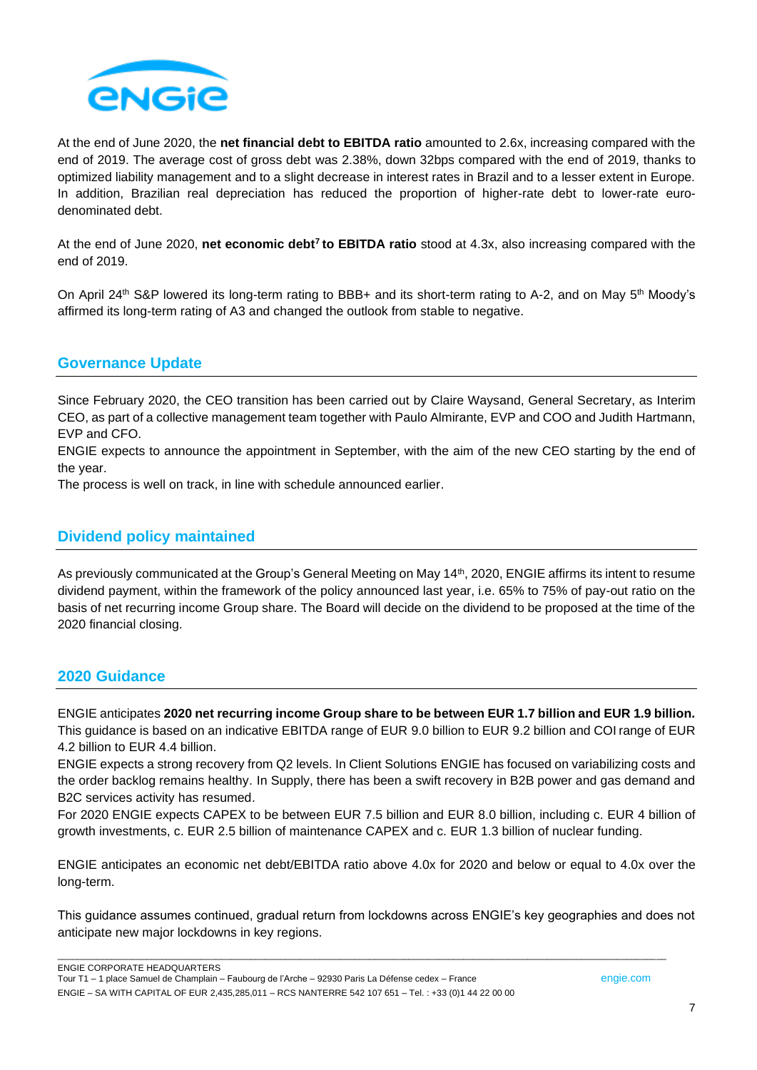At the end of June 2020, the **net financial debt to EBITDA ratio** amounted to 2.6x, increasing compared with the end of 2019. The average cost of gross debt was 2.38%, down 32bps compared with the end of 2019, thanks to optimized liability management and to a slight decrease in interest rates in Brazil and to a lesser extent in Europe. In addition, Brazilian real depreciation has reduced the proportion of higher-rate debt to lower-rate euro-denominated debt.

At the end of June 2020, **net economic debt[7] to EBITDA ratio** stood at 4.3x, also increasing compared with the end of 2019.

On April 24th S&P lowered its long-term rating to BBB+ and its short-term rating to A-2, and on May 5th Moody's affirmed its long-term rating of A3 and changed the outlook from stable to negative.

## Governance Update

Since February 2020, the CEO transition has been carried out by Claire Waysand, General Secretary, as Interim CEO, as part of a collective management team together with Paulo Almirante, EVP and COO and Judith Hartmann, EVP and CFO.

ENGIE expects to announce the appointment in September, with the aim of the new CEO starting by the end of the year.

The process is well on track, in line with schedule announced earlier.

## Dividend policy maintained

As previously communicated at the Group's General Meeting on May 14th, 2020, ENGIE affirms its intent to resume dividend payment, within the framework of the policy announced last year, i.e. 65% to 75% of pay-out ratio on the basis of net recurring income Group share. The Board will decide on the dividend to be proposed at the time of the 2020 financial closing.

## 2020 Guidance

ENGIE anticipates **2020 net recurring income Group share to be between EUR 1.7 billion and EUR 1.9 billion.** This guidance is based on an indicative EBITDA range of EUR 9.0 billion to EUR 9.2 billion and COI range of EUR 4.2 billion to EUR 4.4 billion.

ENGIE expects a strong recovery from Q2 levels. In Client Solutions ENGIE has focused on variabilizing costs and the order backlog remains healthy. In Supply, there has been a swift recovery in B2B power and gas demand and B2C services activity has resumed.

For 2020 ENGIE expects CAPEX to be between EUR 7.5 billion and EUR 8.0 billion, including c. EUR 4 billion of growth investments, c. EUR 2.5 billion of maintenance CAPEX and c. EUR 1.3 billion of nuclear funding.

ENGIE anticipates an economic net debt/EBITDA ratio above 4.0x for 2020 and below or equal to 4.0x over the long-term.

This guidance assumes continued, gradual return from lockdowns across ENGIE's key geographies and does not anticipate new major lockdowns in key regions.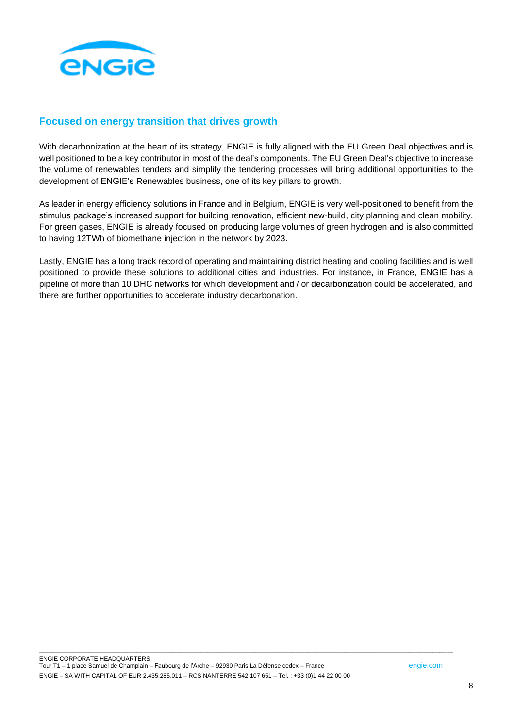## Focused on energy transition that drives growth

With decarbonization at the heart of its strategy, ENGIE is fully aligned with the EU Green Deal objectives and is well positioned to be a key contributor in most of the deal's components. The EU Green Deal's objective to increase the volume of renewables tenders and simplify the tendering processes will bring additional opportunities to the development of ENGIE's Renewables business, one of its key pillars to growth.

As leader in energy efficiency solutions in France and in Belgium, ENGIE is very well-positioned to benefit from the stimulus package's increased support for building renovation, efficient new-build, city planning and clean mobility. For green gases, ENGIE is already focused on producing large volumes of green hydrogen and is also committed to having 12TWh of biomethane injection in the network by 2023.

Lastly, ENGIE has a long track record of operating and maintaining district heating and cooling facilities and is well positioned to provide these solutions to additional cities and industries. For instance, in France, ENGIE has a pipeline of more than 10 DHC networks for which development and / or decarbonization could be accelerated, and there are further opportunities to accelerate industry decarbonation.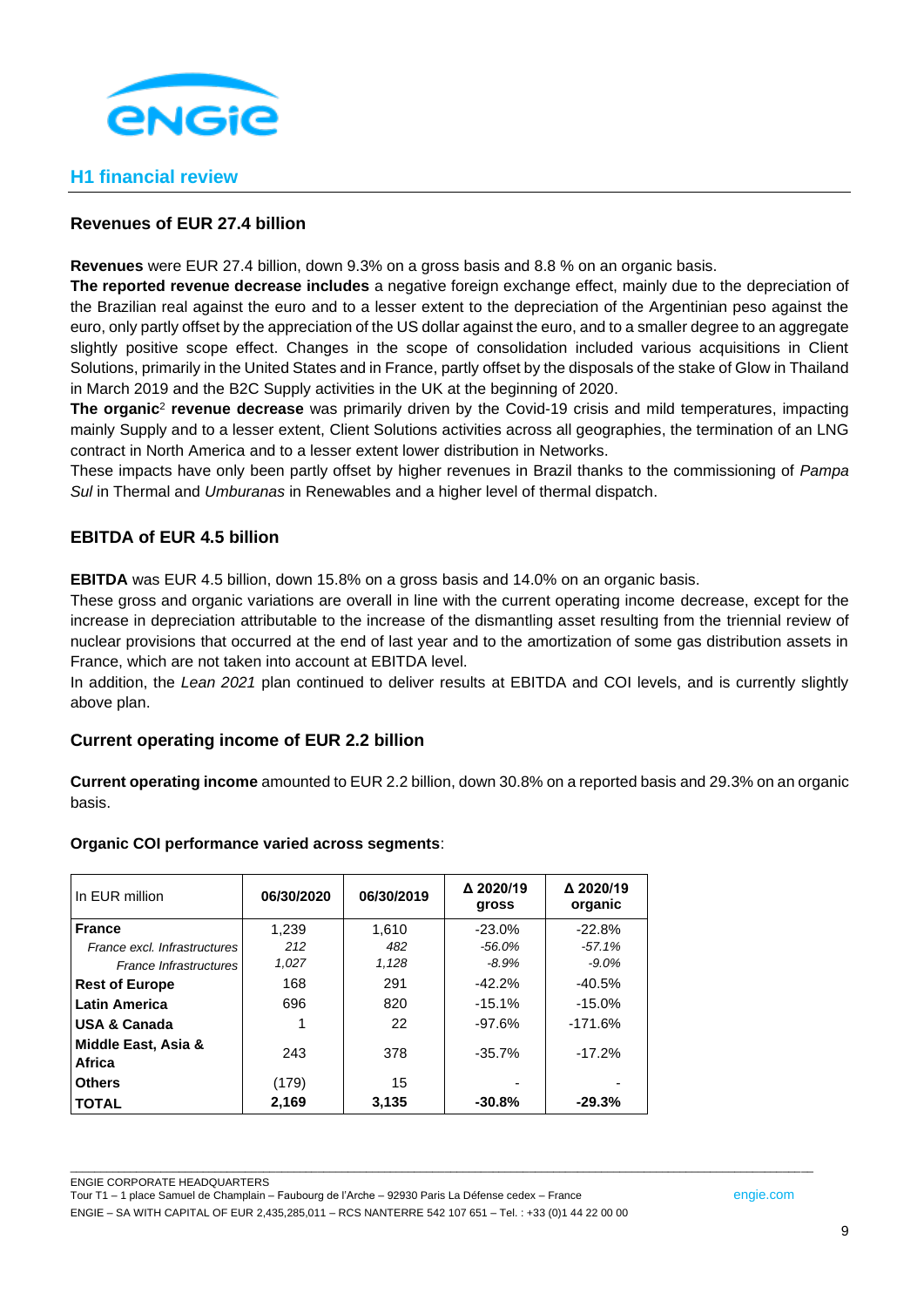## H1 financial review

### Revenues of EUR 27.4 billion

**Revenues** were EUR 27.4 billion, down 9.3% on a gross basis and 8.8 % on an organic basis.
**The reported revenue decrease includes** a negative foreign exchange effect, mainly due to the depreciation of the Brazilian real against the euro and to a lesser extent to the depreciation of the Argentinian peso against the euro, only partly offset by the appreciation of the US dollar against the euro, and to a smaller degree to an aggregate slightly positive scope effect. Changes in the scope of consolidation included various acquisitions in Client Solutions, primarily in the United States and in France, partly offset by the disposals of the stake of Glow in Thailand in March 2019 and the B2C Supply activities in the UK at the beginning of 2020.
**The organic**[2] **revenue decrease** was primarily driven by the Covid-19 crisis and mild temperatures, impacting mainly Supply and to a lesser extent, Client Solutions activities across all geographies, the termination of an LNG contract in North America and to a lesser extent lower distribution in Networks.
These impacts have only been partly offset by higher revenues in Brazil thanks to the commissioning of *Pampa Sul* in Thermal and *Umburanas* in Renewables and a higher level of thermal dispatch.

### EBITDA of EUR 4.5 billion

**EBITDA** was EUR 4.5 billion, down 15.8% on a gross basis and 14.0% on an organic basis.
These gross and organic variations are overall in line with the current operating income decrease, except for the increase in depreciation attributable to the increase of the dismantling asset resulting from the triennial review of nuclear provisions that occurred at the end of last year and to the amortization of some gas distribution assets in France, which are not taken into account at EBITDA level.
In addition, the *Lean 2021* plan continued to deliver results at EBITDA and COI levels, and is currently slightly above plan.

### Current operating income of EUR 2.2 billion

**Current operating income** amounted to EUR 2.2 billion, down 30.8% on a reported basis and 29.3% on an organic basis.

**Organic COI performance varied across segments**:

| In EUR million | 06/30/2020 | 06/30/2019 | Δ 2020/19 gross | Δ 2020/19 organic |
|---|---|---|---|---|
| **France** | 1,239 | 1,610 | -23.0% | -22.8% |
| *France excl. Infrastructures* | *212* | *482* | *-56.0%* | *-57.1%* |
| *France Infrastructures* | *1,027* | *1,128* | *-8.9%* | *-9.0%* |
| **Rest of Europe** | 168 | 291 | -42.2% | -40.5% |
| **Latin America** | 696 | 820 | -15.1% | -15.0% |
| **USA & Canada** | 1 | 22 | -97.6% | -171.6% |
| **Middle East, Asia & Africa** | 243 | 378 | -35.7% | -17.2% |
| **Others** | (179) | 15 | - | - |
| **TOTAL** | **2,169** | **3,135** | **-30.8%** | **-29.3%** |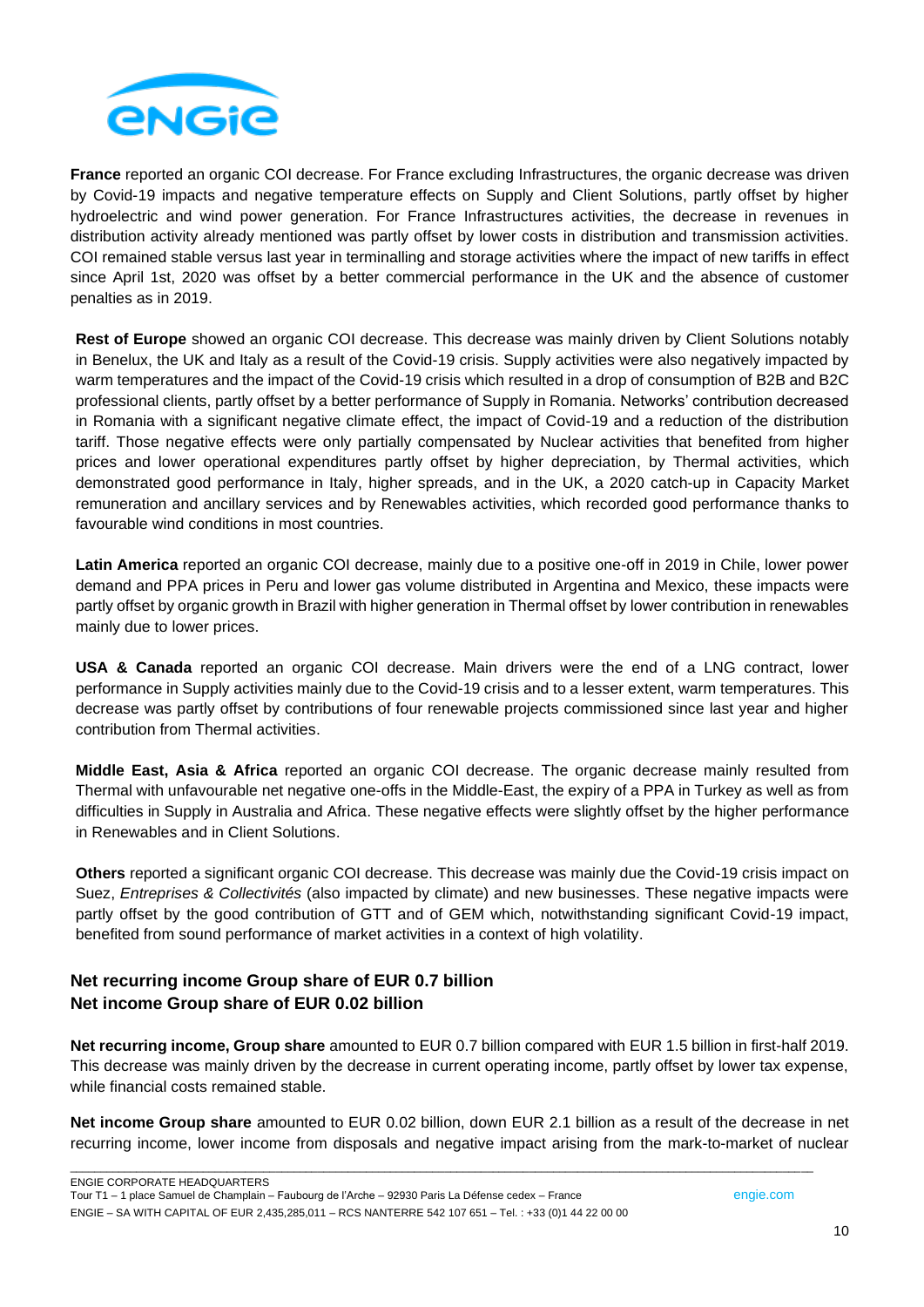**France** reported an organic COI decrease. For France excluding Infrastructures, the organic decrease was driven by Covid-19 impacts and negative temperature effects on Supply and Client Solutions, partly offset by higher hydroelectric and wind power generation. For France Infrastructures activities, the decrease in revenues in distribution activity already mentioned was partly offset by lower costs in distribution and transmission activities. COI remained stable versus last year in terminalling and storage activities where the impact of new tariffs in effect since April 1st, 2020 was offset by a better commercial performance in the UK and the absence of customer penalties as in 2019.

**Rest of Europe** showed an organic COI decrease. This decrease was mainly driven by Client Solutions notably in Benelux, the UK and Italy as a result of the Covid-19 crisis. Supply activities were also negatively impacted by warm temperatures and the impact of the Covid-19 crisis which resulted in a drop of consumption of B2B and B2C professional clients, partly offset by a better performance of Supply in Romania. Networks' contribution decreased in Romania with a significant negative climate effect, the impact of Covid-19 and a reduction of the distribution tariff. Those negative effects were only partially compensated by Nuclear activities that benefited from higher prices and lower operational expenditures partly offset by higher depreciation, by Thermal activities, which demonstrated good performance in Italy, higher spreads, and in the UK, a 2020 catch-up in Capacity Market remuneration and ancillary services and by Renewables activities, which recorded good performance thanks to favourable wind conditions in most countries.

**Latin America** reported an organic COI decrease, mainly due to a positive one-off in 2019 in Chile, lower power demand and PPA prices in Peru and lower gas volume distributed in Argentina and Mexico, these impacts were partly offset by organic growth in Brazil with higher generation in Thermal offset by lower contribution in renewables mainly due to lower prices.

**USA & Canada** reported an organic COI decrease. Main drivers were the end of a LNG contract, lower performance in Supply activities mainly due to the Covid-19 crisis and to a lesser extent, warm temperatures. This decrease was partly offset by contributions of four renewable projects commissioned since last year and higher contribution from Thermal activities.

**Middle East, Asia & Africa** reported an organic COI decrease. The organic decrease mainly resulted from Thermal with unfavourable net negative one-offs in the Middle-East, the expiry of a PPA in Turkey as well as from difficulties in Supply in Australia and Africa. These negative effects were slightly offset by the higher performance in Renewables and in Client Solutions.

**Others** reported a significant organic COI decrease. This decrease was mainly due the Covid-19 crisis impact on Suez, *Entreprises & Collectivités* (also impacted by climate) and new businesses. These negative impacts were partly offset by the good contribution of GTT and of GEM which, notwithstanding significant Covid-19 impact, benefited from sound performance of market activities in a context of high volatility.

## Net recurring income Group share of EUR 0.7 billion
## Net income Group share of EUR 0.02 billion

**Net recurring income, Group share** amounted to EUR 0.7 billion compared with EUR 1.5 billion in first-half 2019. This decrease was mainly driven by the decrease in current operating income, partly offset by lower tax expense, while financial costs remained stable.

**Net income Group share** amounted to EUR 0.02 billion, down EUR 2.1 billion as a result of the decrease in net recurring income, lower income from disposals and negative impact arising from the mark-to-market of nuclear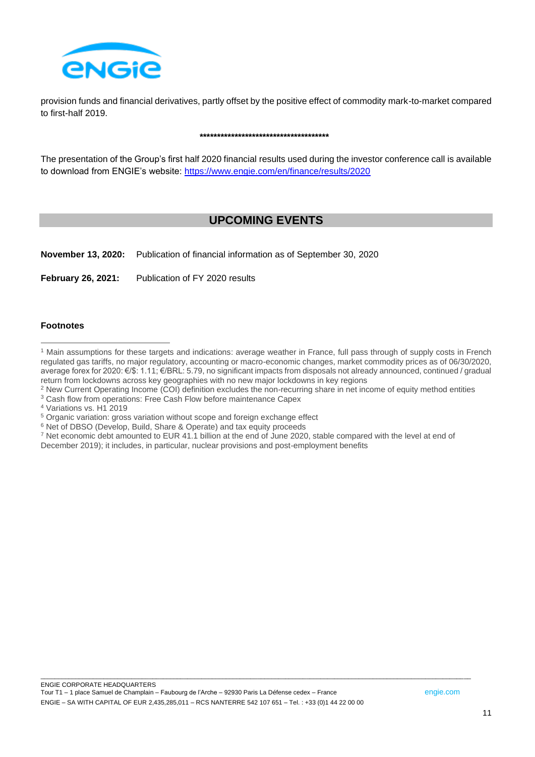provision funds and financial derivatives, partly offset by the positive effect of commodity mark-to-market compared to first-half 2019.

***************************************

The presentation of the Group's first half 2020 financial results used during the investor conference call is available to download from ENGIE's website: [https://www.engie.com/en/finance/results/2020](https://www.engie.com/en/finance/results/2020)

## UPCOMING EVENTS

**November 13, 2020:** Publication of financial information as of September 30, 2020

**February 26, 2021:** Publication of FY 2020 results

### Footnotes

[1] Main assumptions for these targets and indications: average weather in France, full pass through of supply costs in French regulated gas tariffs, no major regulatory, accounting or macro-economic changes, market commodity prices as of 06/30/2020, average forex for 2020: €/$: 1.11; €/BRL: 5.79, no significant impacts from disposals not already announced, continued / gradual return from lockdowns across key geographies with no new major lockdowns in key regions

[2] New Current Operating Income (COI) definition excludes the non-recurring share in net income of equity method entities

[3] Cash flow from operations: Free Cash Flow before maintenance Capex

[4] Variations vs. H1 2019

[5] Organic variation: gross variation without scope and foreign exchange effect

[6] Net of DBSO (Develop, Build, Share & Operate) and tax equity proceeds

[7] Net economic debt amounted to EUR 41.1 billion at the end of June 2020, stable compared with the level at end of December 2019); it includes, in particular, nuclear provisions and post-employment benefits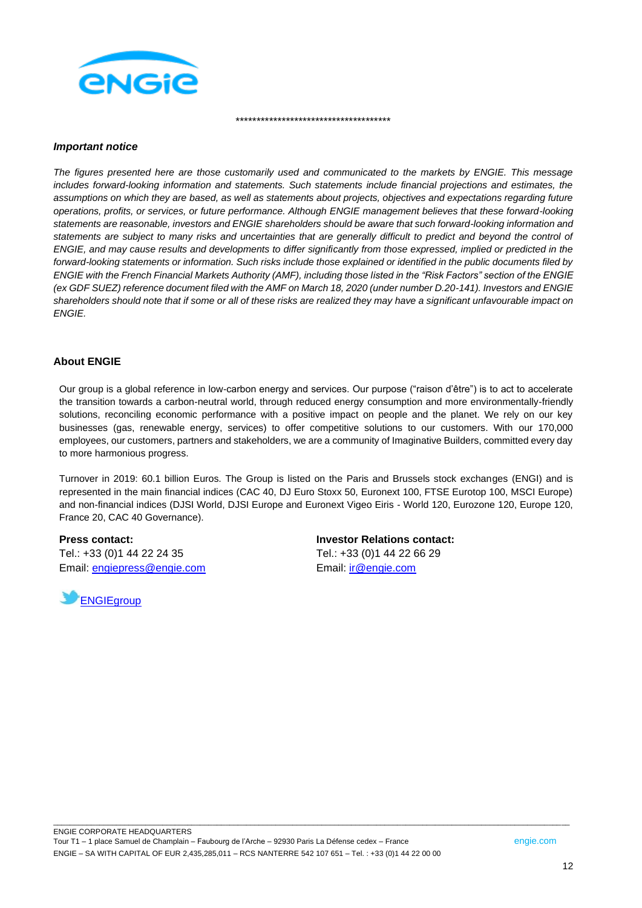\*\*\*\*\*\*\*\*\*\*\*\*\*\*\*\*\*\*\*\*\*\*\*\*\*\*\*\*\*\*\*\*\*\*\*\*\*\*\*

***Important notice***

*The figures presented here are those customarily used and communicated to the markets by ENGIE. This message includes forward-looking information and statements. Such statements include financial projections and estimates, the assumptions on which they are based, as well as statements about projects, objectives and expectations regarding future operations, profits, or services, or future performance. Although ENGIE management believes that these forward-looking statements are reasonable, investors and ENGIE shareholders should be aware that such forward-looking information and statements are subject to many risks and uncertainties that are generally difficult to predict and beyond the control of ENGIE, and may cause results and developments to differ significantly from those expressed, implied or predicted in the forward-looking statements or information. Such risks include those explained or identified in the public documents filed by ENGIE with the French Financial Markets Authority (AMF), including those listed in the "Risk Factors" section of the ENGIE (ex GDF SUEZ) reference document filed with the AMF on March 18, 2020 (under number D.20-141). Investors and ENGIE shareholders should note that if some or all of these risks are realized they may have a significant unfavourable impact on ENGIE.*

**About ENGIE**

Our group is a global reference in low-carbon energy and services. Our purpose ("raison d'être") is to act to accelerate the transition towards a carbon-neutral world, through reduced energy consumption and more environmentally-friendly solutions, reconciling economic performance with a positive impact on people and the planet. We rely on our key businesses (gas, renewable energy, services) to offer competitive solutions to our customers. With our 170,000 employees, our customers, partners and stakeholders, we are a community of Imaginative Builders, committed every day to more harmonious progress.

Turnover in 2019: 60.1 billion Euros. The Group is listed on the Paris and Brussels stock exchanges (ENGI) and is represented in the main financial indices (CAC 40, DJ Euro Stoxx 50, Euronext 100, FTSE Eurotop 100, MSCI Europe) and non-financial indices (DJSI World, DJSI Europe and Euronext Vigeo Eiris - World 120, Eurozone 120, Europe 120, France 20, CAC 40 Governance).

**Press contact:**
Tel.: +33 (0)1 44 22 24 35
Email: engiepress@engie.com

**Investor Relations contact:**
Tel.: +33 (0)1 44 22 66 29
Email: ir@engie.com

ENGIEgroup

ENGIE CORPORATE HEADQUARTERS
Tour T1 – 1 place Samuel de Champlain – Faubourg de l'Arche – 92930 Paris La Défense cedex – France
ENGIE – SA WITH CAPITAL OF EUR 2,435,285,011 – RCS NANTERRE 542 107 651 – Tel. : +33 (0)1 44 22 00 00
engie.com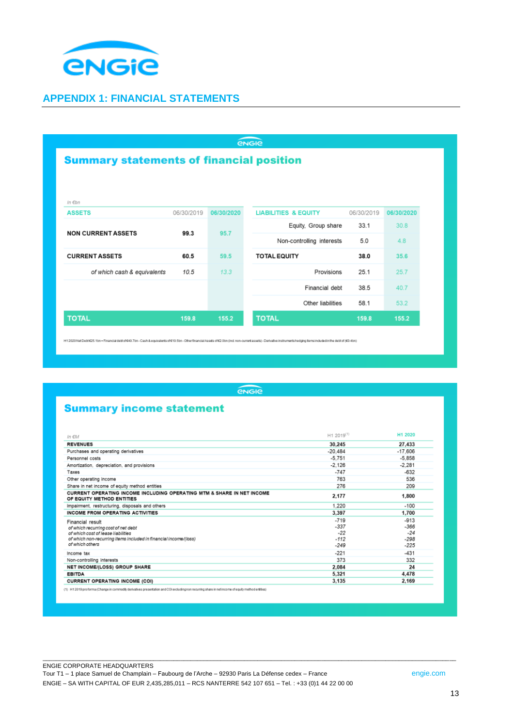## APPENDIX 1: FINANCIAL STATEMENTS

### Summary statements of financial position

*In €bn*

| ASSETS | 06/30/2019 | 06/30/2020 |
|---|---|---|
| NON CURRENT ASSETS | 99.3 | 95.7 |
| CURRENT ASSETS | 60.5 | 59.5 |
| *of which cash & equivalents* | *10.5* | *13.3* |
| **TOTAL** | **159.8** | **155.2** |

| LIABILITIES & EQUITY | 06/30/2019 | 06/30/2020 |
|---|---|---|
| Equity, Group share | 33.1 | 30.8 |
| Non-controlling interests | 5.0 | 4.8 |
| TOTAL EQUITY | 38.0 | 35.6 |
| Provisions | 25.1 | 25.7 |
| Financial debt | 38.5 | 40.7 |
| Other liabilities | 58.1 | 53.2 |
| **TOTAL** | **159.8** | **155.2** |

H1 2020 Net Debt €25.1bn = Financial debt of €40.7bn - Cash & equivalents of €10.5bn - Other financial Assets of €2.0bn (incl. non-current assets) - Derivative instruments hedging items included in the debt of (€0.4bn)

### Summary income statement

| In €M | H1 2019[(1)] | H1 2020 |
|---|---|---|
| **REVENUES** | **30,245** | **27,433** |
| Purchases and operating derivatives | -20,484 | -17,606 |
| Personnel costs | -5,751 | -5,858 |
| Amortization, depreciation, and provisions | -2,126 | -2,281 |
| Taxes | -747 | -632 |
| Other operating income | 763 | 536 |
| Share in net income of equity method entities | 276 | 209 |
| **CURRENT OPERATING INCOME INCLUDING OPERATING MTM & SHARE IN NET INCOME OF EQUITY METHOD ENTITIES** | **2,177** | **1,800** |
| Impairment, restructuring, disposals and others | 1,220 | -100 |
| **INCOME FROM OPERATING ACTIVITIES** | **3,397** | **1,700** |
| Financial result | -719 | -913 |
| *of which recurring cost of net debt* | *-337* | *-366* |
| *of which cost of lease liabilities* | *-22* | *-24* |
| *of which non-recurring items included in financial income/(loss)* | *-112* | *-298* |
| *of which others* | *-249* | *-225* |
| Income tax | -221 | -431 |
| Non-controlling interests | 373 | 332 |
| **NET INCOME/(LOSS) GROUP SHARE** | **2,084** | **24** |
| **EBITDA** | **5,321** | **4,478** |
| **CURRENT OPERATING INCOME (COI)** | **3,135** | **2,169** |

(1) H1 2019 pro forma (Change in commodity derivatives presentation and COI excluding non recurring share in net income of equity method entities)

ENGIE CORPORATE HEADQUARTERS
Tour T1 – 1 place Samuel de Champlain – Faubourg de l'Arche – 92930 Paris La Défense cedex – France
ENGIE – SA WITH CAPITAL OF EUR 2,435,285,011 – RCS NANTERRE 542 107 651 – Tel. : +33 (0)1 44 22 00 00

engie.com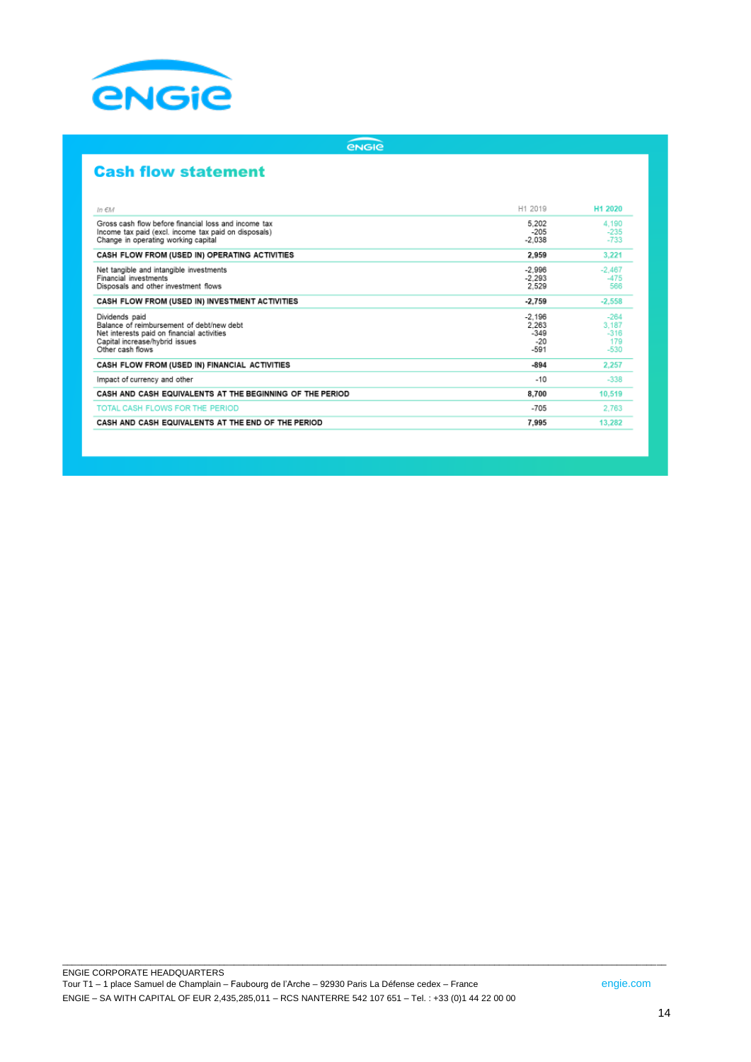## Cash flow statement

| *In €M* | H1 2019 | H1 2020 |
|---|---|---|
| Gross cash flow before financial loss and income tax | 5,202 | 4,190 |
| Income tax paid (excl. income tax paid on disposals) | -205 | -235 |
| Change in operating working capital | -2,038 | -733 |
| **CASH FLOW FROM (USED IN) OPERATING ACTIVITIES** | **2,959** | **3,221** |
| Net tangible and intangible investments | -2,996 | -2,467 |
| Financial investments | -2,293 | -475 |
| Disposals and other investment flows | 2,529 | 566 |
| **CASH FLOW FROM (USED IN) INVESTMENT ACTIVITIES** | **-2,759** | **-2,558** |
| Dividends paid | -2,196 | -264 |
| Balance of reimbursement of debt/new debt | 2,263 | 3,187 |
| Net interests paid on financial activities | -349 | -316 |
| Capital increase/hybrid issues | -20 | 179 |
| Other cash flows | -591 | -530 |
| **CASH FLOW FROM (USED IN) FINANCIAL ACTIVITIES** | **-894** | **2,257** |
| Impact of currency and other | -10 | -338 |
| **CASH AND CASH EQUIVALENTS AT THE BEGINNING OF THE PERIOD** | **8,700** | **10,519** |
| TOTAL CASH FLOWS FOR THE PERIOD | -705 | 2,763 |
| **CASH AND CASH EQUIVALENTS AT THE END OF THE PERIOD** | **7,995** | **13,282** |

ENGIE CORPORATE HEADQUARTERS
Tour T1 – 1 place Samuel de Champlain – Faubourg de l'Arche – 92930 Paris La Défense cedex – France
ENGIE – SA WITH CAPITAL OF EUR 2,435,285,011 – RCS NANTERRE 542 107 651 – Tel. : +33 (0)1 44 22 00 00

engie.com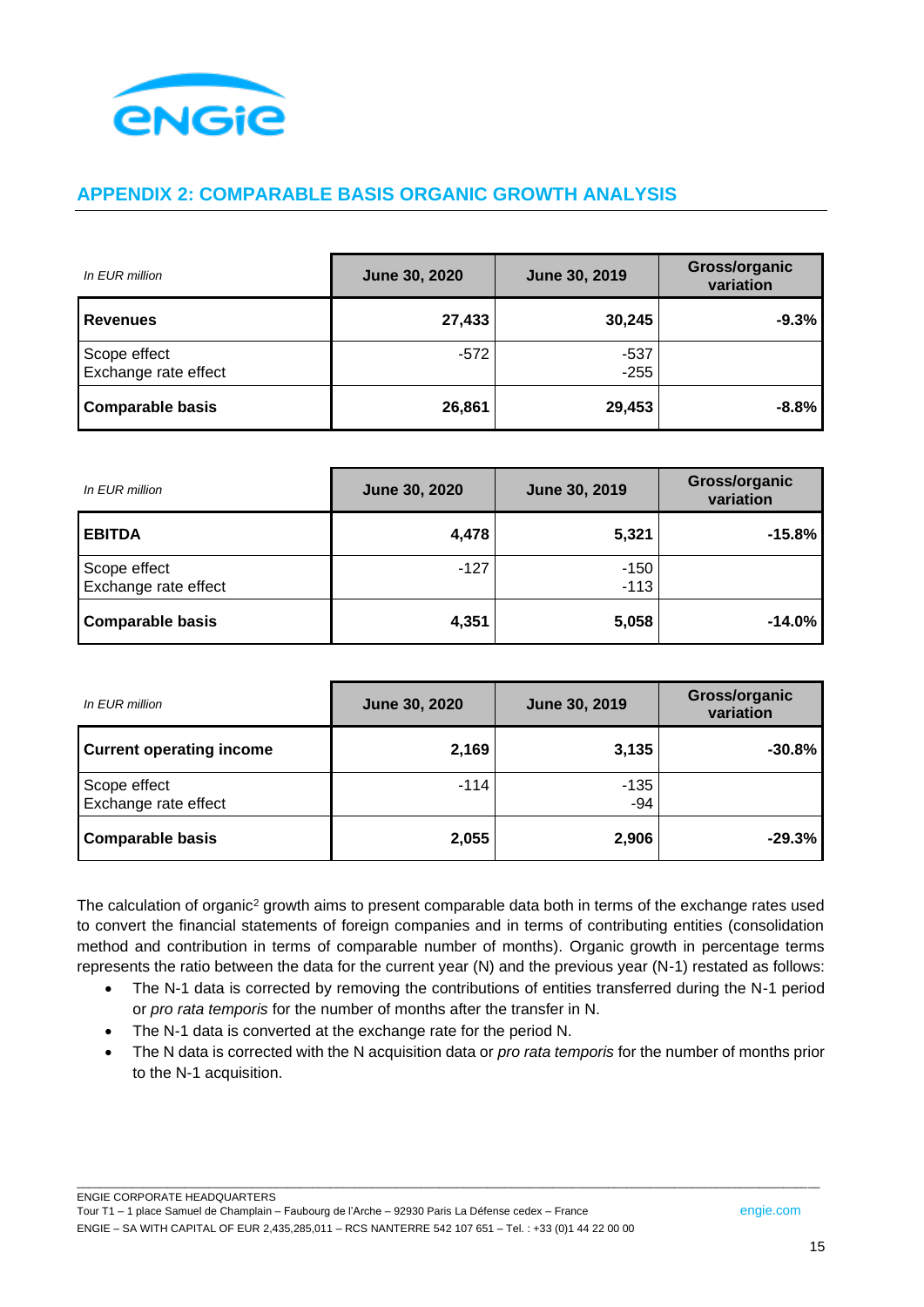## APPENDIX 2: COMPARABLE BASIS ORGANIC GROWTH ANALYSIS

| *In EUR million* | June 30, 2020 | June 30, 2019 | Gross/organic variation |
|---|---|---|---|
| **Revenues** | **27,433** | **30,245** | **-9.3%** |
| Scope effect<br>Exchange rate effect | -572 | -537<br>-255 | |
| **Comparable basis** | **26,861** | **29,453** | **-8.8%** |

| *In EUR million* | June 30, 2020 | June 30, 2019 | Gross/organic variation |
|---|---|---|---|
| **EBITDA** | **4,478** | **5,321** | **-15.8%** |
| Scope effect<br>Exchange rate effect | -127 | -150<br>-113 | |
| **Comparable basis** | **4,351** | **5,058** | **-14.0%** |

| *In EUR million* | June 30, 2020 | June 30, 2019 | Gross/organic variation |
|---|---|---|---|
| **Current operating income** | **2,169** | **3,135** | **-30.8%** |
| Scope effect<br>Exchange rate effect | -114 | -135<br>-94 | |
| **Comparable basis** | **2,055** | **2,906** | **-29.3%** |

The calculation of organic[2] growth aims to present comparable data both in terms of the exchange rates used to convert the financial statements of foreign companies and in terms of contributing entities (consolidation method and contribution in terms of comparable number of months). Organic growth in percentage terms represents the ratio between the data for the current year (N) and the previous year (N-1) restated as follows:

- The N-1 data is corrected by removing the contributions of entities transferred during the N-1 period or *pro rata temporis* for the number of months after the transfer in N.
- The N-1 data is converted at the exchange rate for the period N.
- The N data is corrected with the N acquisition data or *pro rata temporis* for the number of months prior to the N-1 acquisition.

ENGIE CORPORATE HEADQUARTERS
Tour T1 – 1 place Samuel de Champlain – Faubourg de l'Arche – 92930 Paris La Défense cedex – France
ENGIE – SA WITH CAPITAL OF EUR 2,435,285,011 – RCS NANTERRE 542 107 651 – Tel. : +33 (0)1 44 22 00 00

engie.com